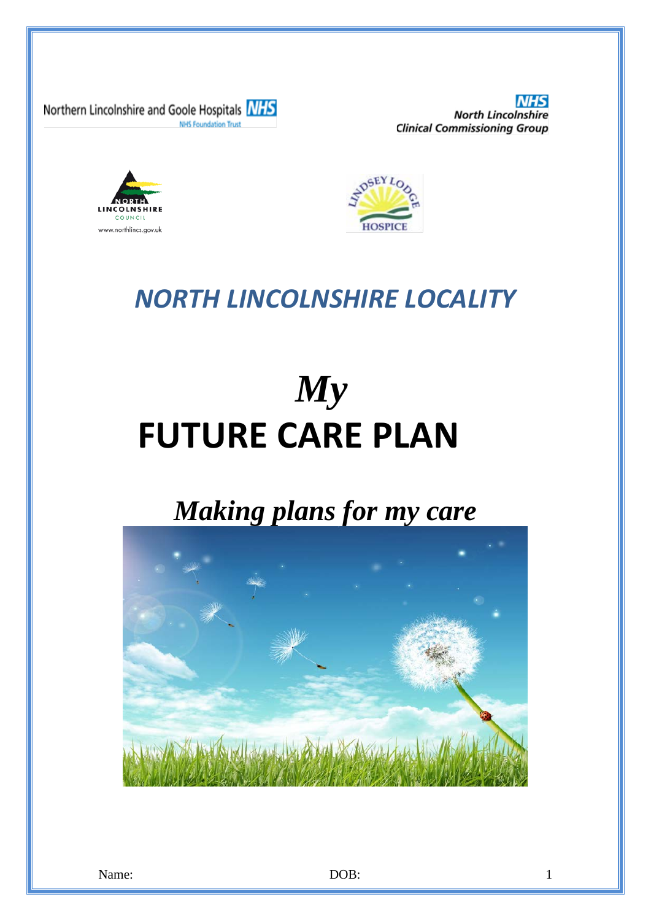Northern Lincolnshire and Goole Hospitals NHS
NHS Foundation Trust

NHS
North Lincolnshire
Clinical Commissioning Group

NORTH LINCOLNSHIRE COUNCIL
www.northlincs.gov.uk

LINDSEY LODGE HOSPICE

## *NORTH LINCOLNSHIRE LOCALITY*

# *My*
# FUTURE CARE PLAN

## *Making plans for my care*

Name: DOB: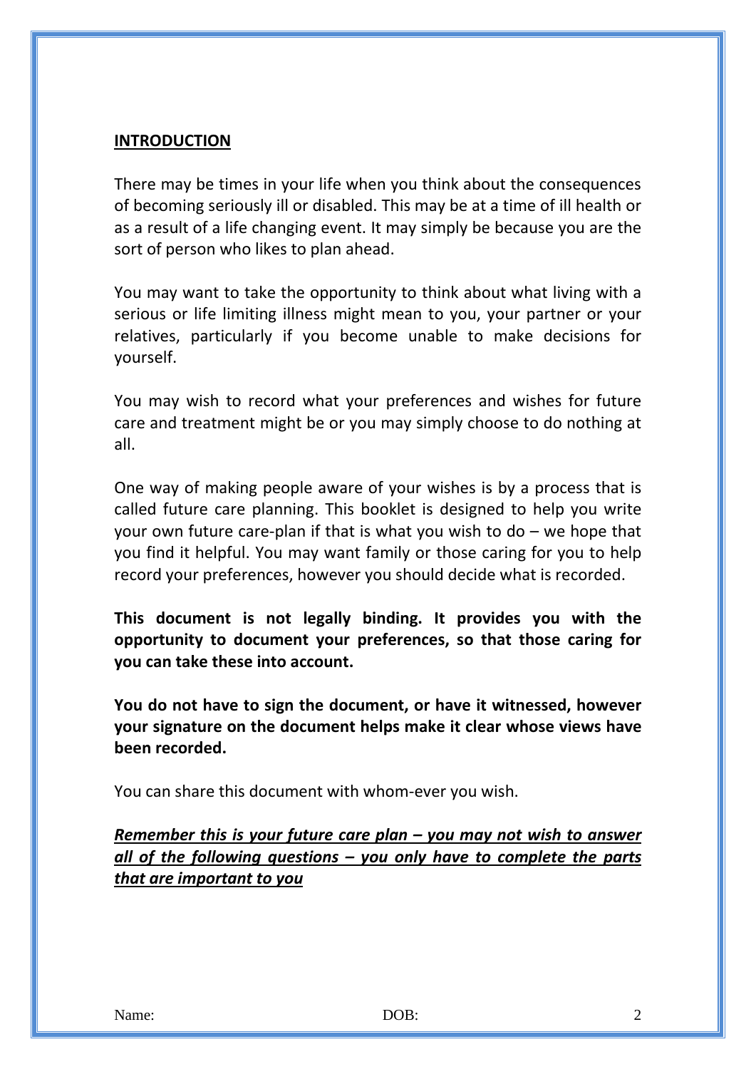## INTRODUCTION

There may be times in your life when you think about the consequences of becoming seriously ill or disabled. This may be at a time of ill health or as a result of a life changing event. It may simply be because you are the sort of person who likes to plan ahead.

You may want to take the opportunity to think about what living with a serious or life limiting illness might mean to you, your partner or your relatives, particularly if you become unable to make decisions for yourself.

You may wish to record what your preferences and wishes for future care and treatment might be or you may simply choose to do nothing at all.

One way of making people aware of your wishes is by a process that is called future care planning. This booklet is designed to help you write your own future care-plan if that is what you wish to do – we hope that you find it helpful. You may want family or those caring for you to help record your preferences, however you should decide what is recorded.

**This document is not legally binding. It provides you with the opportunity to document your preferences, so that those caring for you can take these into account.**

**You do not have to sign the document, or have it witnessed, however your signature on the document helps make it clear whose views have been recorded.**

You can share this document with whom-ever you wish.

***Remember this is your future care plan – you may not wish to answer all of the following questions – you only have to complete the parts that are important to you***

Name: DOB: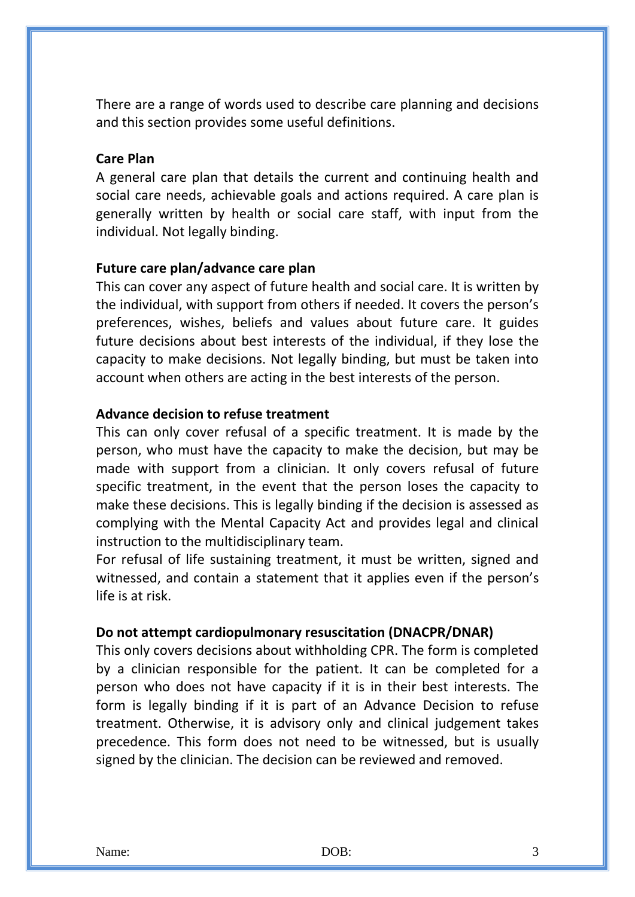There are a range of words used to describe care planning and decisions and this section provides some useful definitions.

**Care Plan**

A general care plan that details the current and continuing health and social care needs, achievable goals and actions required. A care plan is generally written by health or social care staff, with input from the individual. Not legally binding.

**Future care plan/advance care plan**

This can cover any aspect of future health and social care. It is written by the individual, with support from others if needed. It covers the person's preferences, wishes, beliefs and values about future care. It guides future decisions about best interests of the individual, if they lose the capacity to make decisions. Not legally binding, but must be taken into account when others are acting in the best interests of the person.

**Advance decision to refuse treatment**

This can only cover refusal of a specific treatment. It is made by the person, who must have the capacity to make the decision, but may be made with support from a clinician. It only covers refusal of future specific treatment, in the event that the person loses the capacity to make these decisions. This is legally binding if the decision is assessed as complying with the Mental Capacity Act and provides legal and clinical instruction to the multidisciplinary team.

For refusal of life sustaining treatment, it must be written, signed and witnessed, and contain a statement that it applies even if the person's life is at risk.

**Do not attempt cardiopulmonary resuscitation (DNACPR/DNAR)**

This only covers decisions about withholding CPR. The form is completed by a clinician responsible for the patient. It can be completed for a person who does not have capacity if it is in their best interests. The form is legally binding if it is part of an Advance Decision to refuse treatment. Otherwise, it is advisory only and clinical judgement takes precedence. This form does not need to be witnessed, but is usually signed by the clinician. The decision can be reviewed and removed.

Name: DOB: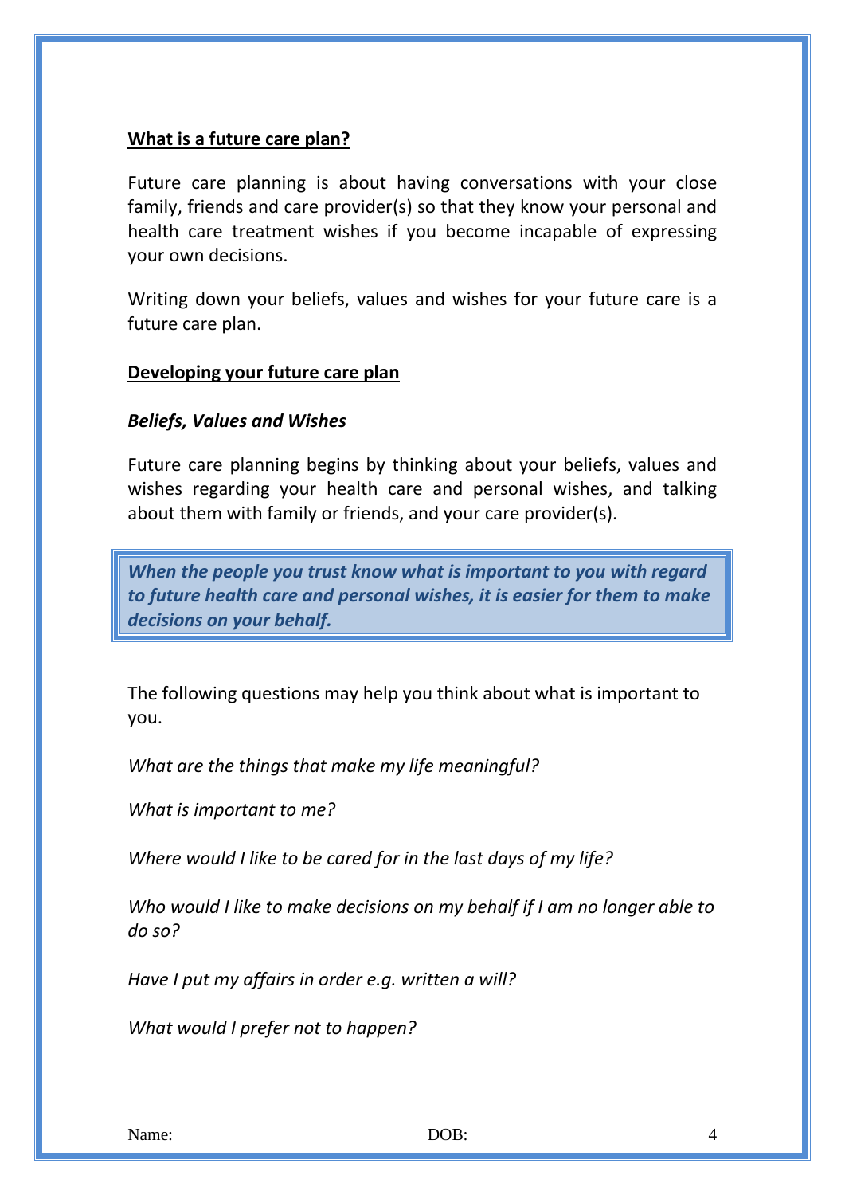## What is a future care plan?

Future care planning is about having conversations with your close family, friends and care provider(s) so that they know your personal and health care treatment wishes if you become incapable of expressing your own decisions.

Writing down your beliefs, values and wishes for your future care is a future care plan.

## Developing your future care plan

### *Beliefs, Values and Wishes*

Future care planning begins by thinking about your beliefs, values and wishes regarding your health care and personal wishes, and talking about them with family or friends, and your care provider(s).

> ***When the people you trust know what is important to you with regard to future health care and personal wishes, it is easier for them to make decisions on your behalf.***

The following questions may help you think about what is important to you.

*What are the things that make my life meaningful?*

*What is important to me?*

*Where would I like to be cared for in the last days of my life?*

*Who would I like to make decisions on my behalf if I am no longer able to do so?*

*Have I put my affairs in order e.g. written a will?*

*What would I prefer not to happen?*

Name: DOB: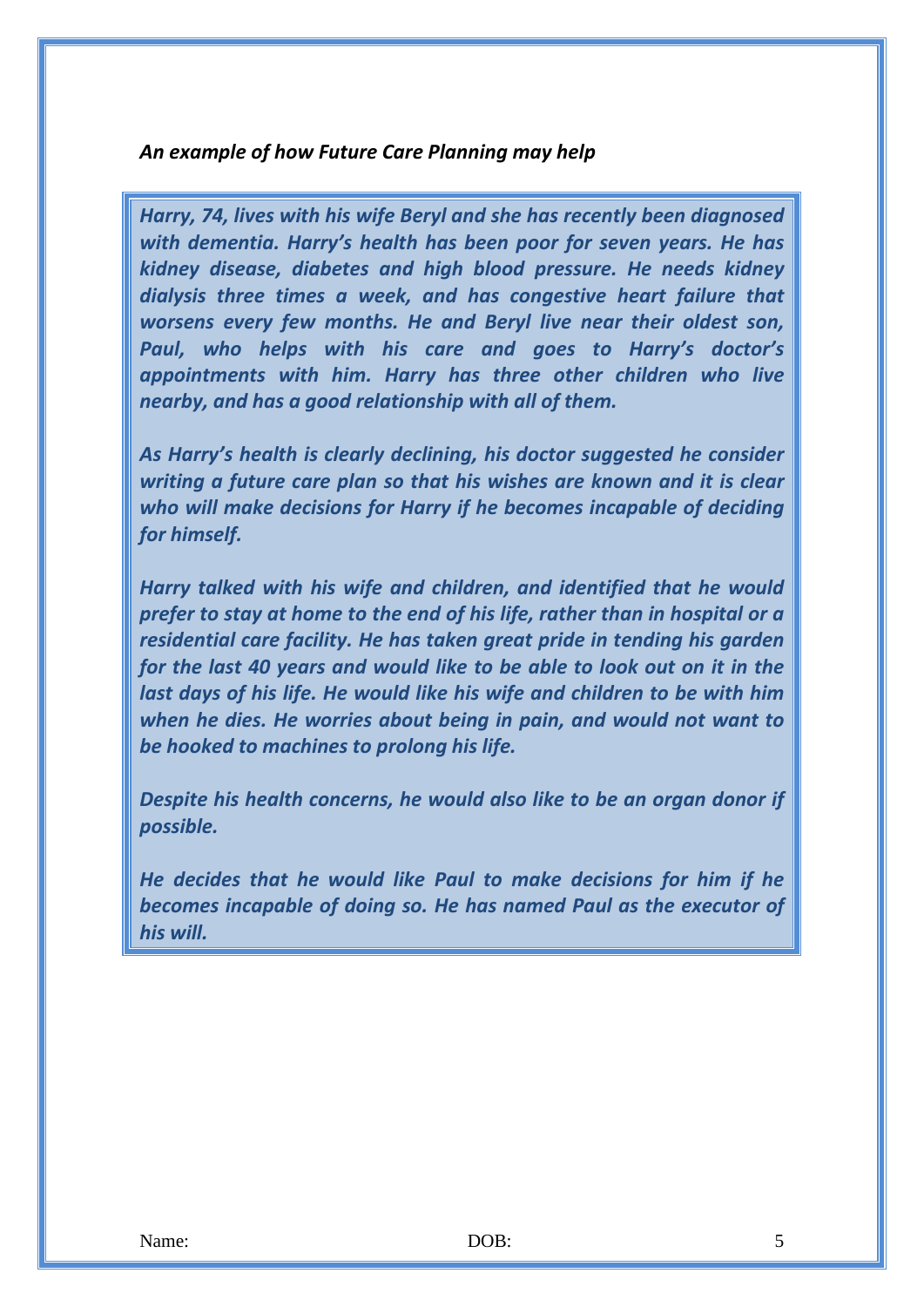*An example of how Future Care Planning may help*

***Harry, 74, lives with his wife Beryl and she has recently been diagnosed with dementia. Harry's health has been poor for seven years. He has kidney disease, diabetes and high blood pressure. He needs kidney dialysis three times a week, and has congestive heart failure that worsens every few months. He and Beryl live near their oldest son, Paul, who helps with his care and goes to Harry's doctor's appointments with him. Harry has three other children who live nearby, and has a good relationship with all of them.***

***As Harry's health is clearly declining, his doctor suggested he consider writing a future care plan so that his wishes are known and it is clear who will make decisions for Harry if he becomes incapable of deciding for himself.***

***Harry talked with his wife and children, and identified that he would prefer to stay at home to the end of his life, rather than in hospital or a residential care facility. He has taken great pride in tending his garden for the last 40 years and would like to be able to look out on it in the last days of his life. He would like his wife and children to be with him when he dies. He worries about being in pain, and would not want to be hooked to machines to prolong his life.***

***Despite his health concerns, he would also like to be an organ donor if possible.***

***He decides that he would like Paul to make decisions for him if he becomes incapable of doing so. He has named Paul as the executor of his will.***

Name: DOB: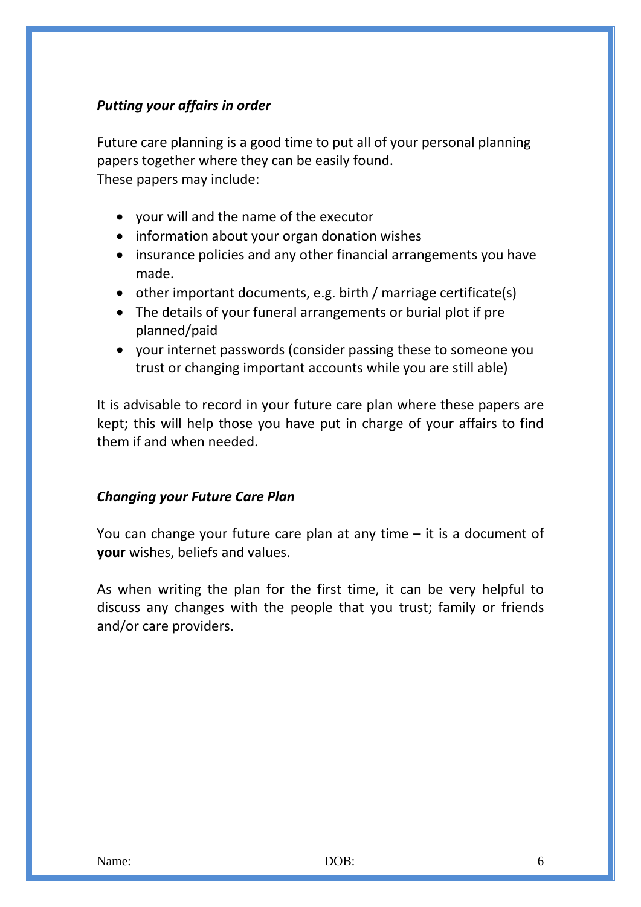***Putting your affairs in order***

Future care planning is a good time to put all of your personal planning papers together where they can be easily found.
These papers may include:

- your will and the name of the executor
- information about your organ donation wishes
- insurance policies and any other financial arrangements you have made.
- other important documents, e.g. birth / marriage certificate(s)
- The details of your funeral arrangements or burial plot if pre planned/paid
- your internet passwords (consider passing these to someone you trust or changing important accounts while you are still able)

It is advisable to record in your future care plan where these papers are kept; this will help those you have put in charge of your affairs to find them if and when needed.

***Changing your Future Care Plan***

You can change your future care plan at any time – it is a document of **your** wishes, beliefs and values.

As when writing the plan for the first time, it can be very helpful to discuss any changes with the people that you trust; family or friends and/or care providers.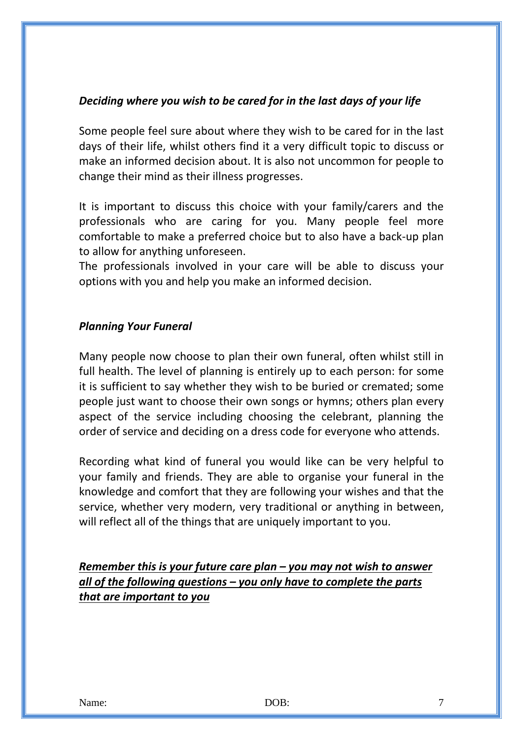### *Deciding where you wish to be cared for in the last days of your life*

Some people feel sure about where they wish to be cared for in the last days of their life, whilst others find it a very difficult topic to discuss or make an informed decision about. It is also not uncommon for people to change their mind as their illness progresses.

It is important to discuss this choice with your family/carers and the professionals who are caring for you. Many people feel more comfortable to make a preferred choice but to also have a back-up plan to allow for anything unforeseen.
The professionals involved in your care will be able to discuss your options with you and help you make an informed decision.

### *Planning Your Funeral*

Many people now choose to plan their own funeral, often whilst still in full health. The level of planning is entirely up to each person: for some it is sufficient to say whether they wish to be buried or cremated; some people just want to choose their own songs or hymns; others plan every aspect of the service including choosing the celebrant, planning the order of service and deciding on a dress code for everyone who attends.

Recording what kind of funeral you would like can be very helpful to your family and friends. They are able to organise your funeral in the knowledge and comfort that they are following your wishes and that the service, whether very modern, very traditional or anything in between, will reflect all of the things that are uniquely important to you.

***<u>Remember this is your future care plan – you may not wish to answer all of the following questions – you only have to complete the parts that are important to you</u>***

Name: DOB: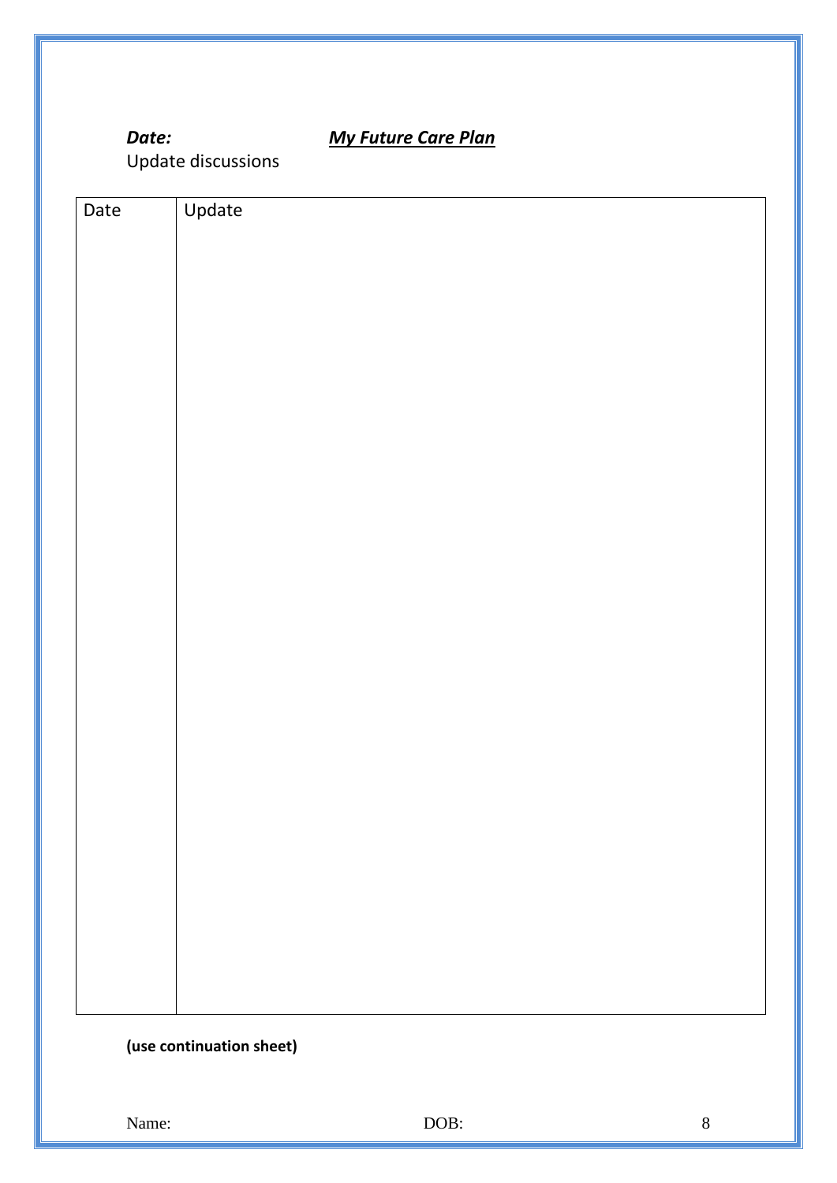***Date:*** ***My Future Care Plan***

Update discussions

| Date | Update |
|---|---|
| | |

**(use continuation sheet)**

Name: DOB: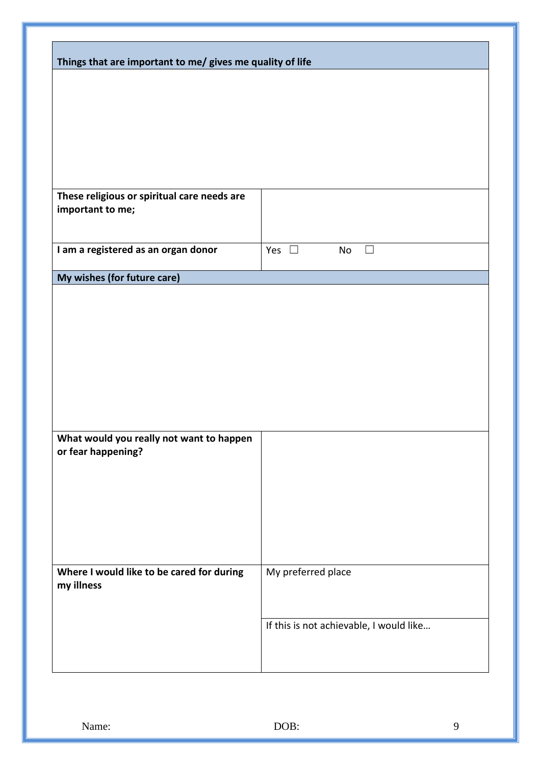| Things that are important to me/ gives me quality of life | |
|---|---|
| | |
| **These religious or spiritual care needs are important to me;** | |
| **I am a registered as an organ donor** | Yes ☐ No ☐ |
| **My wishes (for future care)** | |
| | |
| **What would you really not want to happen or fear happening?** | |
| **Where I would like to be cared for during my illness** | My preferred place |
| | If this is not achievable, I would like… |

Name: DOB: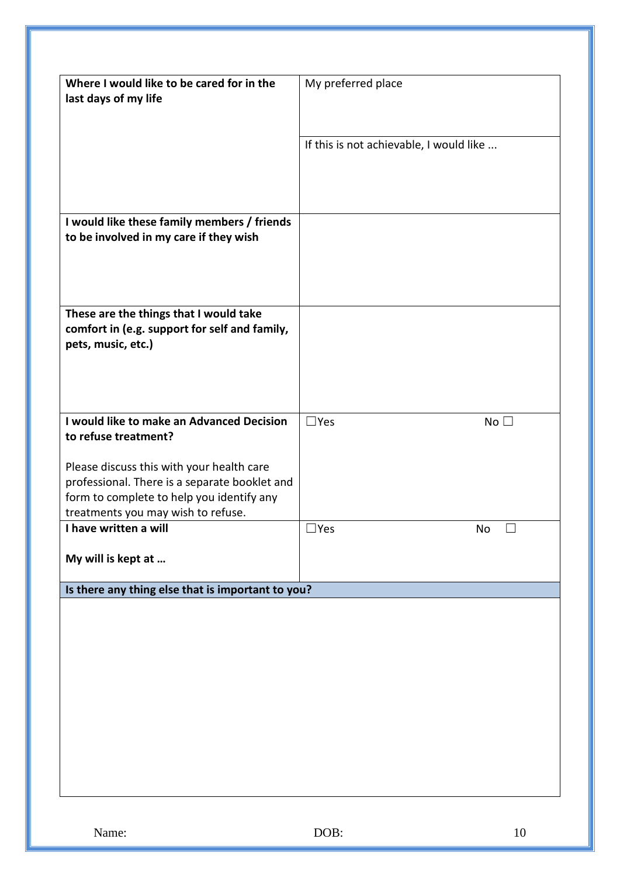| | |
|---|---|
| **Where I would like to be cared for in the last days of my life** | My preferred place<br><br>If this is not achievable, I would like ... |
| **I would like these family members / friends to be involved in my care if they wish** | |
| **These are the things that I would take comfort in (e.g. support for self and family, pets, music, etc.)** | |
| **I would like to make an Advanced Decision to refuse treatment?**<br><br>Please discuss this with your health care professional. There is a separate booklet and form to complete to help you identify any treatments you may wish to refuse. | ☐Yes No ☐ |
| **I have written a will**<br><br>**My will is kept at …** | ☐Yes No ☐ |

| **Is there any thing else that is important to you?** |
|---|
| |

Name: DOB: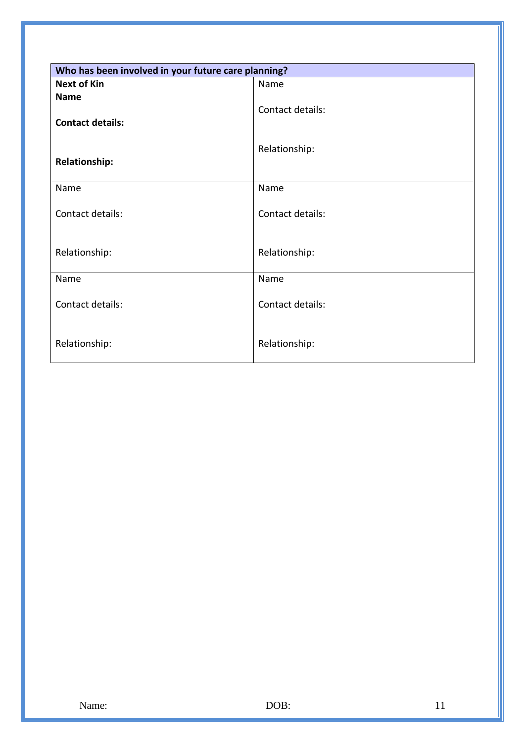| Who has been involved in your future care planning? | |
|---|---|
| **Next of Kin**<br>**Name**<br><br>**Contact details:**<br><br><br>**Relationship:** | Name<br><br>Contact details:<br><br><br>Relationship: |
| Name<br><br>Contact details:<br><br><br>Relationship: | Name<br><br>Contact details:<br><br><br>Relationship: |
| Name<br><br>Contact details:<br><br><br>Relationship: | Name<br><br>Contact details:<br><br><br>Relationship: |

Name: DOB: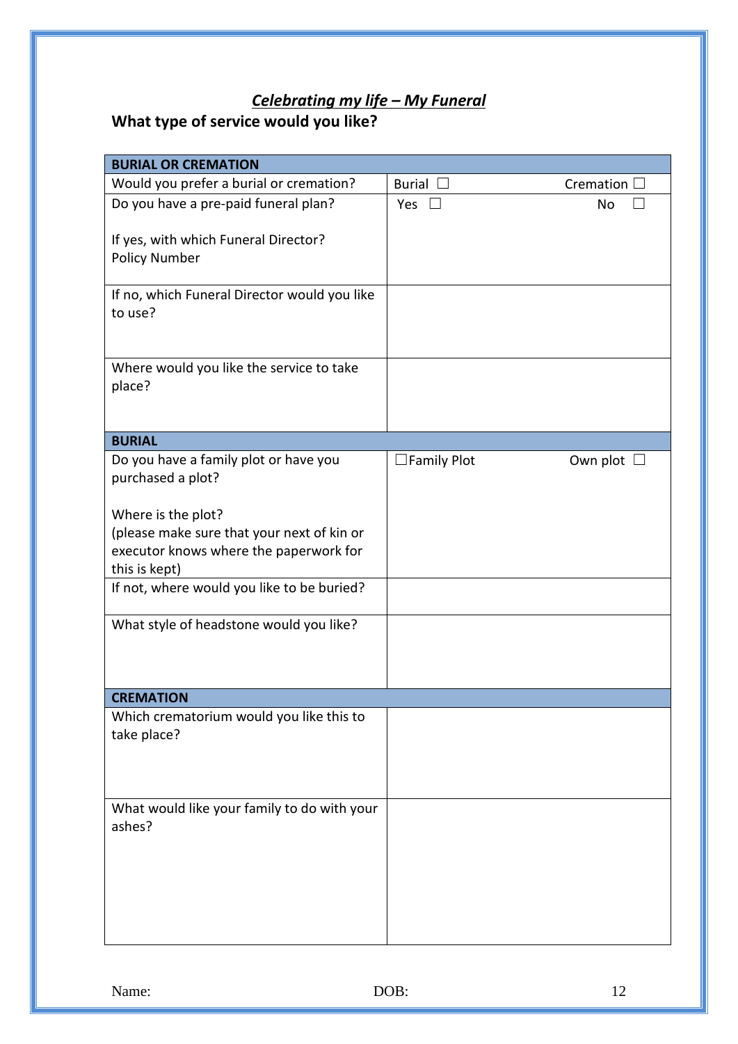## ***Celebrating my life – My Funeral***

### What type of service would you like?

| BURIAL OR CREMATION | | |
|---|---|---|
| Would you prefer a burial or cremation? | Burial ☐ | Cremation ☐ |
| Do you have a pre-paid funeral plan?<br><br>If yes, with which Funeral Director?<br>Policy Number | Yes ☐ | No ☐ |
| If no, which Funeral Director would you like to use? | | |
| Where would you like the service to take place? | | |
| **BURIAL** | | |
| Do you have a family plot or have you purchased a plot?<br><br>Where is the plot?<br>(please make sure that your next of kin or executor knows where the paperwork for this is kept) | ☐Family Plot | Own plot ☐ |
| If not, where would you like to be buried? | | |
| What style of headstone would you like? | | |
| **CREMATION** | | |
| Which crematorium would you like this to take place? | | |
| What would like your family to do with your ashes? | | |

Name: DOB: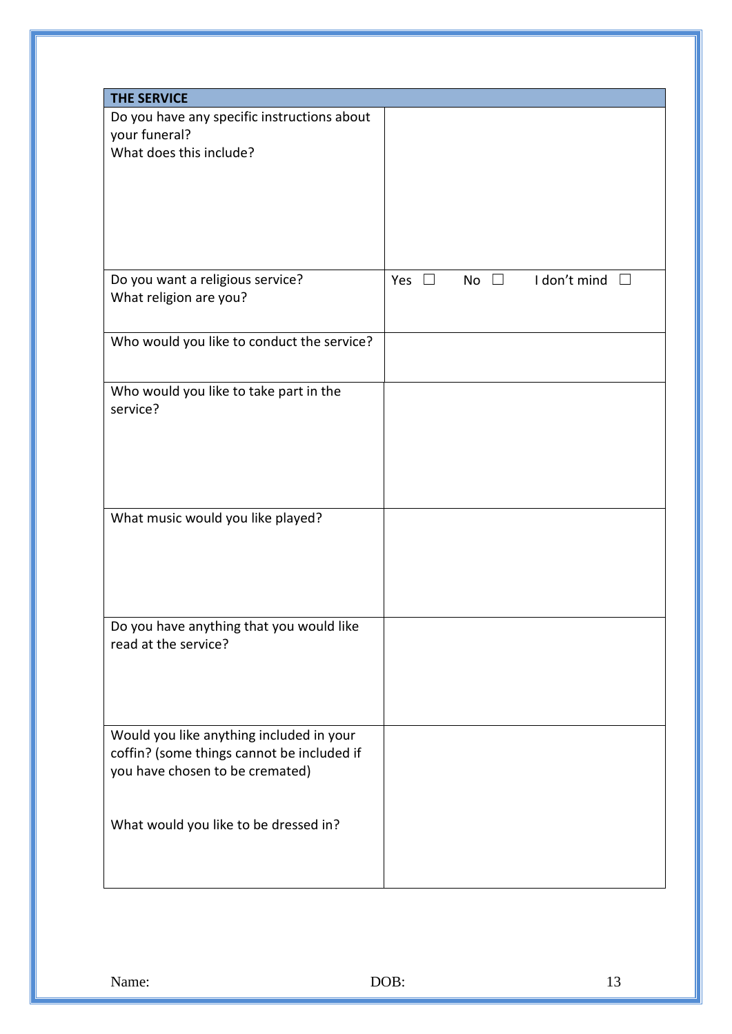| THE SERVICE | |
|---|---|
| Do you have any specific instructions about your funeral?<br>What does this include? | |
| Do you want a religious service?<br>What religion are you? | Yes ☐ No ☐ I don't mind ☐ |
| Who would you like to conduct the service? | |
| Who would you like to take part in the service? | |
| What music would you like played? | |
| Do you have anything that you would like read at the service? | |
| Would you like anything included in your coffin? (some things cannot be included if you have chosen to be cremated)<br><br>What would you like to be dressed in? | |

Name: DOB: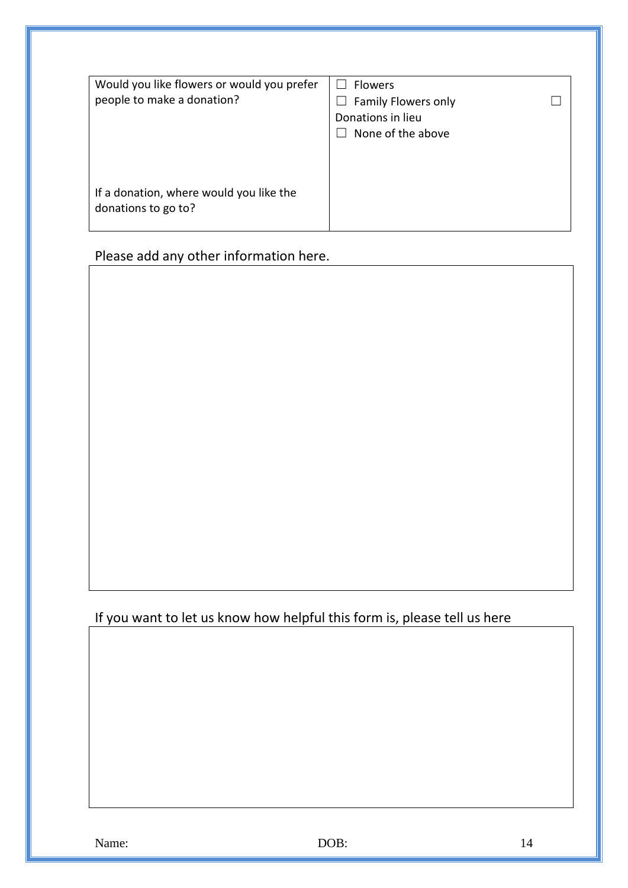| Would you like flowers or would you prefer people to make a donation?<br><br>If a donation, where would you like the donations to go to? | ☐ Flowers<br>☐ Family Flowers only ☐<br>Donations in lieu<br>☐ None of the above |
|---|---|

Please add any other information here.

| |
|---|
| |

If you want to let us know how helpful this form is, please tell us here

| |
|---|
| |

Name: DOB: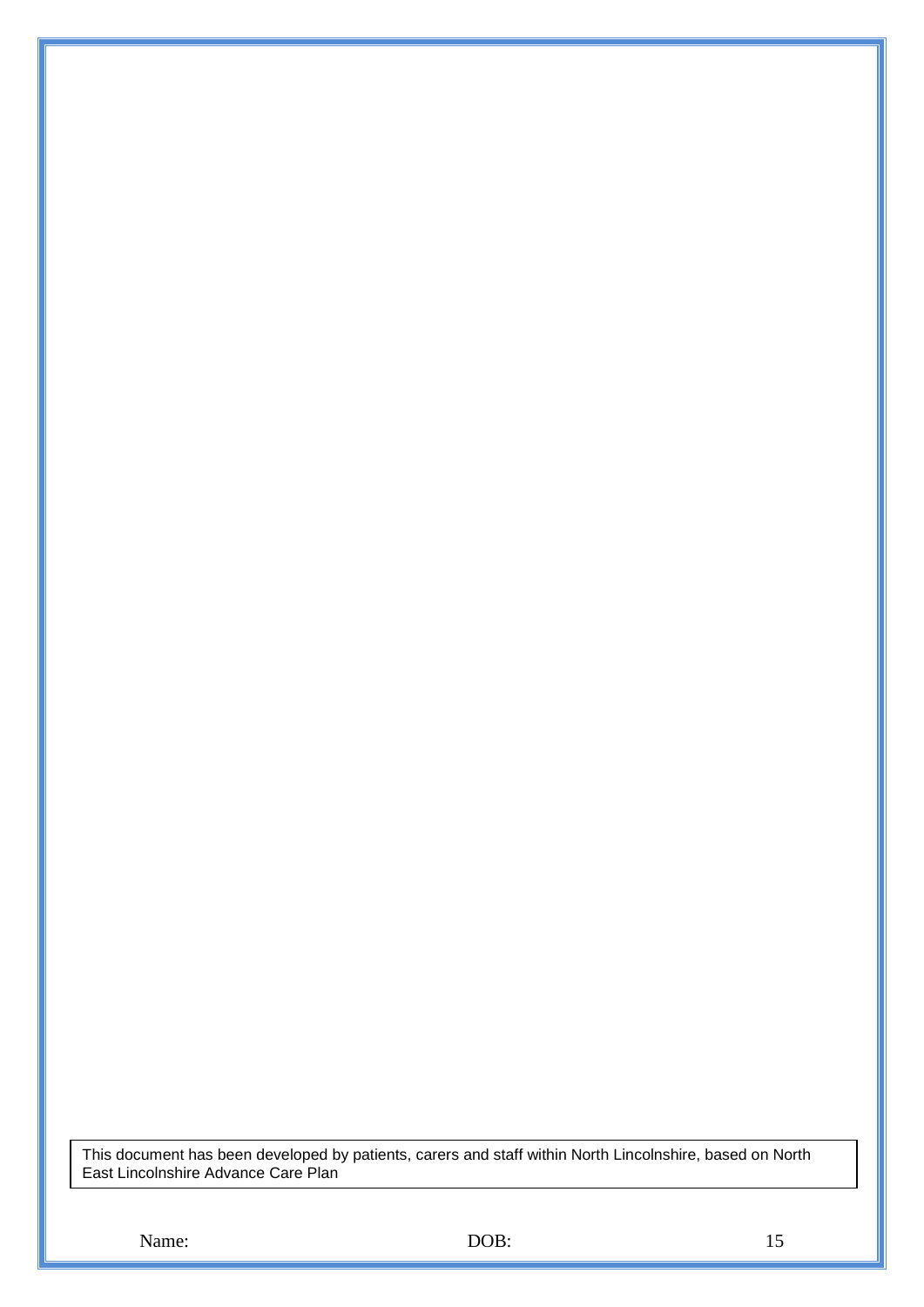This document has been developed by patients, carers and staff within North Lincolnshire, based on North East Lincolnshire Advance Care Plan

Name: DOB: